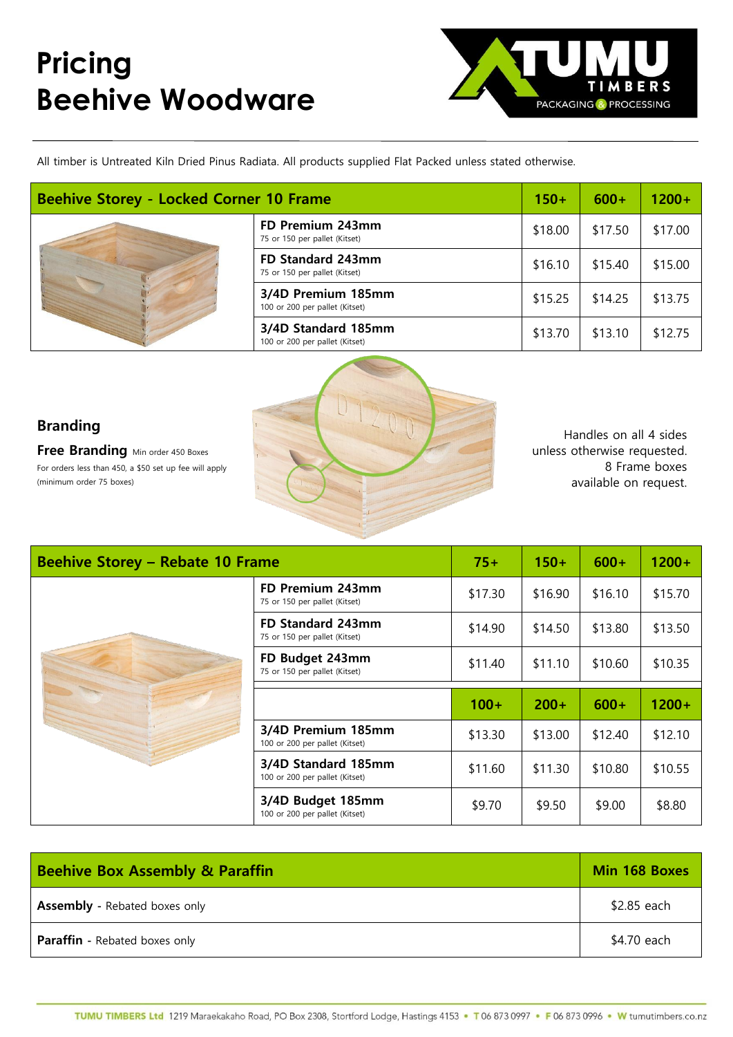# Pricing
# Beehive Woodware

TUMU TIMBERS — PACKAGING & PROCESSING

All timber is Untreated Kiln Dried Pinus Radiata. All products supplied Flat Packed unless stated otherwise.

| Beehive Storey - Locked Corner 10 Frame | 150+ | 600+ | 1200+ |
|---|---|---|---|
| **FD Premium 243mm** 75 or 150 per pallet (Kitset) | $18.00 | $17.50 | $17.00 |
| **FD Standard 243mm** 75 or 150 per pallet (Kitset) | $16.10 | $15.40 | $15.00 |
| **3/4D Premium 185mm** 100 or 200 per pallet (Kitset) | $15.25 | $14.25 | $13.75 |
| **3/4D Standard 185mm** 100 or 200 per pallet (Kitset) | $13.70 | $13.10 | $12.75 |

## Branding

**Free Branding** Min order 450 Boxes

For orders less than 450, a $50 set up fee will apply (minimum order 75 boxes)

Handles on all 4 sides unless otherwise requested. 8 Frame boxes available on request.

| Beehive Storey – Rebate 10 Frame | 75+ | 150+ | 600+ | 1200+ |
|---|---|---|---|---|
| **FD Premium 243mm** 75 or 150 per pallet (Kitset) | $17.30 | $16.90 | $16.10 | $15.70 |
| **FD Standard 243mm** 75 or 150 per pallet (Kitset) | $14.90 | $14.50 | $13.80 | $13.50 |
| **FD Budget 243mm** 75 or 150 per pallet (Kitset) | $11.40 | $11.10 | $10.60 | $10.35 |
| | **100+** | **200+** | **600+** | **1200+** |
| **3/4D Premium 185mm** 100 or 200 per pallet (Kitset) | $13.30 | $13.00 | $12.40 | $12.10 |
| **3/4D Standard 185mm** 100 or 200 per pallet (Kitset) | $11.60 | $11.30 | $10.80 | $10.55 |
| **3/4D Budget 185mm** 100 or 200 per pallet (Kitset) | $9.70 | $9.50 | $9.00 | $8.80 |

| Beehive Box Assembly & Paraffin | Min 168 Boxes |
|---|---|
| **Assembly** - Rebated boxes only | $2.85 each |
| **Paraffin** - Rebated boxes only | $4.70 each |

**TUMU TIMBERS Ltd** 1219 Maraekakaho Road, PO Box 2308, Stortford Lodge, Hastings 4153 • T 06 873 0997 • F 06 873 0996 • W tumutimbers.co.nz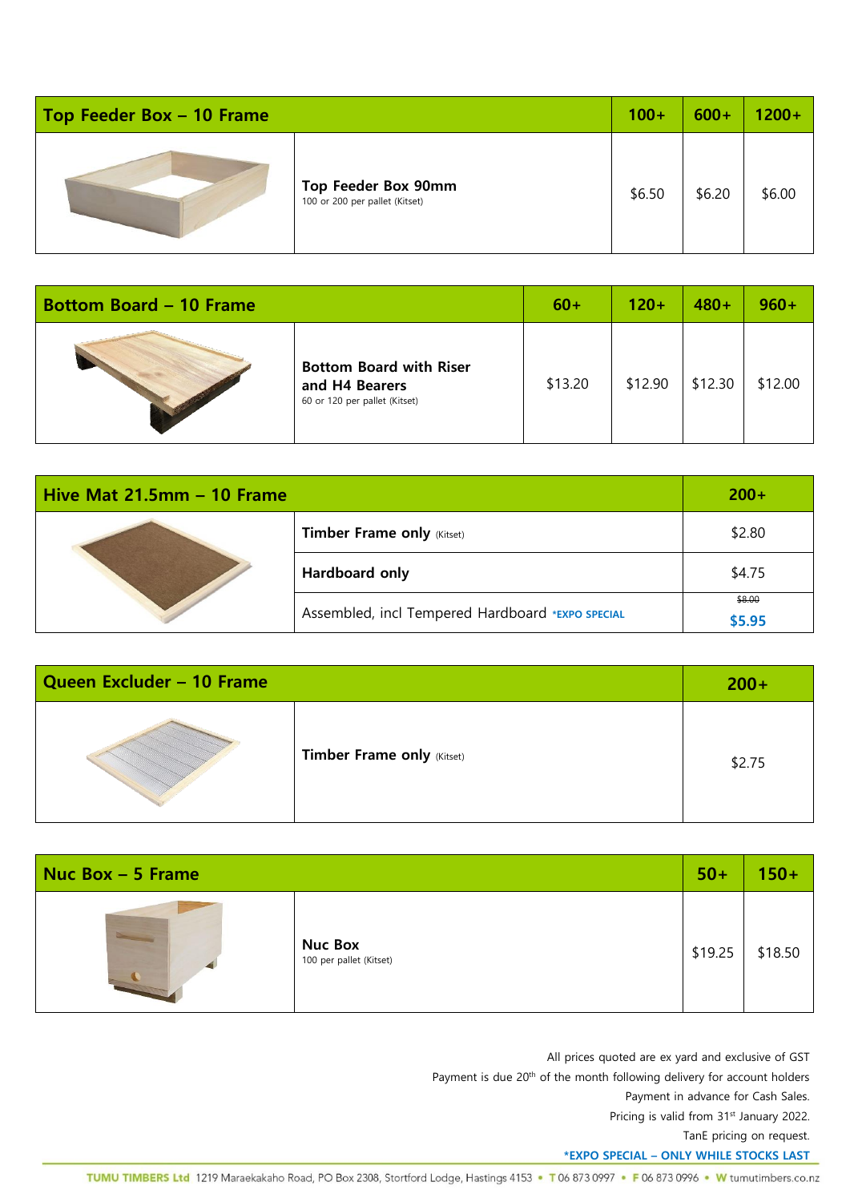| Top Feeder Box – 10 Frame | | 100+ | 600+ | 1200+ |
|---|---|---|---|---|
| | **Top Feeder Box 90mm**<br>100 or 200 per pallet (Kitset) | $6.50 | $6.20 | $6.00 |

| Bottom Board – 10 Frame | | 60+ | 120+ | 480+ | 960+ |
|---|---|---|---|---|---|
| | **Bottom Board with Riser and H4 Bearers**<br>60 or 120 per pallet (Kitset) | $13.20 | $12.90 | $12.30 | $12.00 |

| Hive Mat 21.5mm – 10 Frame | | 200+ |
|---|---|---|
| | **Timber Frame only** (Kitset) | $2.80 |
| | **Hardboard only** | $4.75 |
| | Assembled, incl Tempered Hardboard ***EXPO SPECIAL** | ~~$8.00~~ **$5.95** |

| Queen Excluder – 10 Frame | | 200+ |
|---|---|---|
| | **Timber Frame only** (Kitset) | $2.75 |

| Nuc Box – 5 Frame | | 50+ | 150+ |
|---|---|---|---|
| | **Nuc Box**<br>100 per pallet (Kitset) | $19.25 | $18.50 |

All prices quoted are ex yard and exclusive of GST

Payment is due 20th of the month following delivery for account holders

Payment in advance for Cash Sales.

Pricing is valid from 31st January 2022.

TanE pricing on request.

***EXPO SPECIAL – ONLY WHILE STOCKS LAST**

**TUMU TIMBERS Ltd** 1219 Maraekakaho Road, PO Box 2308, Stortford Lodge, Hastings 4153 • T 06 873 0997 • F 06 873 0996 • W tumutimbers.co.nz